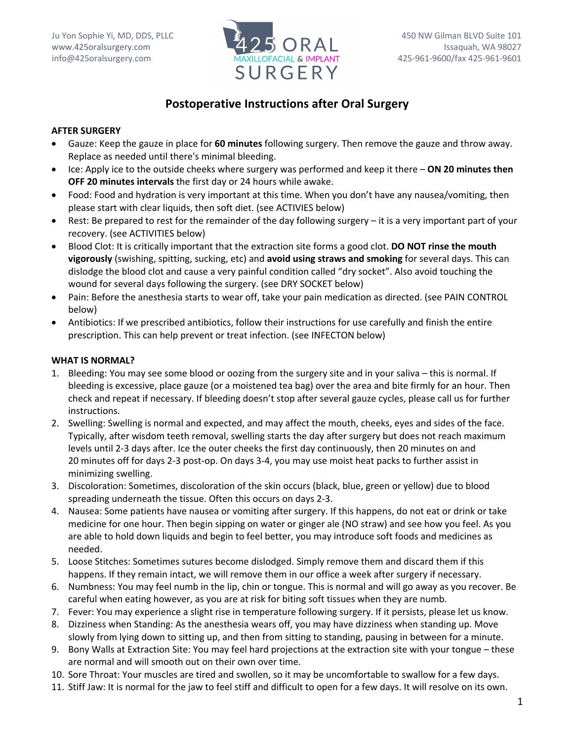Ju Yon Sophie Yi, MD, DDS, PLLC
www.425oralsurgery.com
info@425oralsurgery.com

425 ORAL MAXILLOFACIAL & IMPLANT SURGERY

450 NW Gilman BLVD Suite 101
Issaquah, WA 98027
425-961-9600/fax 425-961-9601

# Postoperative Instructions after Oral Surgery

## AFTER SURGERY

- Gauze: Keep the gauze in place for **60 minutes** following surgery. Then remove the gauze and throw away. Replace as needed until there's minimal bleeding.
- Ice: Apply ice to the outside cheeks where surgery was performed and keep it there – **ON 20 minutes then OFF 20 minutes intervals** the first day or 24 hours while awake.
- Food: Food and hydration is very important at this time. When you don't have any nausea/vomiting, then please start with clear liquids, then soft diet. (see ACTIVIES below)
- Rest: Be prepared to rest for the remainder of the day following surgery – it is a very important part of your recovery. (see ACTIVITIES below)
- Blood Clot: It is critically important that the extraction site forms a good clot. **DO NOT rinse the mouth vigorously** (swishing, spitting, sucking, etc) and **avoid using straws and smoking** for several days. This can dislodge the blood clot and cause a very painful condition called "dry socket". Also avoid touching the wound for several days following the surgery. (see DRY SOCKET below)
- Pain: Before the anesthesia starts to wear off, take your pain medication as directed. (see PAIN CONTROL below)
- Antibiotics: If we prescribed antibiotics, follow their instructions for use carefully and finish the entire prescription. This can help prevent or treat infection. (see INFECTON below)

## WHAT IS NORMAL?

1. Bleeding: You may see some blood or oozing from the surgery site and in your saliva – this is normal. If bleeding is excessive, place gauze (or a moistened tea bag) over the area and bite firmly for an hour. Then check and repeat if necessary. If bleeding doesn't stop after several gauze cycles, please call us for further instructions.
2. Swelling: Swelling is normal and expected, and may affect the mouth, cheeks, eyes and sides of the face. Typically, after wisdom teeth removal, swelling starts the day after surgery but does not reach maximum levels until 2-3 days after. Ice the outer cheeks the first day continuously, then 20 minutes on and 20 minutes off for days 2-3 post-op. On days 3-4, you may use moist heat packs to further assist in minimizing swelling.
3. Discoloration: Sometimes, discoloration of the skin occurs (black, blue, green or yellow) due to blood spreading underneath the tissue. Often this occurs on days 2-3.
4. Nausea: Some patients have nausea or vomiting after surgery. If this happens, do not eat or drink or take medicine for one hour. Then begin sipping on water or ginger ale (NO straw) and see how you feel. As you are able to hold down liquids and begin to feel better, you may introduce soft foods and medicines as needed.
5. Loose Stitches: Sometimes sutures become dislodged. Simply remove them and discard them if this happens. If they remain intact, we will remove them in our office a week after surgery if necessary.
6. Numbness: You may feel numb in the lip, chin or tongue. This is normal and will go away as you recover. Be careful when eating however, as you are at risk for biting soft tissues when they are numb.
7. Fever: You may experience a slight rise in temperature following surgery. If it persists, please let us know.
8. Dizziness when Standing: As the anesthesia wears off, you may have dizziness when standing up. Move slowly from lying down to sitting up, and then from sitting to standing, pausing in between for a minute.
9. Bony Walls at Extraction Site: You may feel hard projections at the extraction site with your tongue – these are normal and will smooth out on their own over time.
10. Sore Throat: Your muscles are tired and swollen, so it may be uncomfortable to swallow for a few days.
11. Stiff Jaw: It is normal for the jaw to feel stiff and difficult to open for a few days. It will resolve on its own.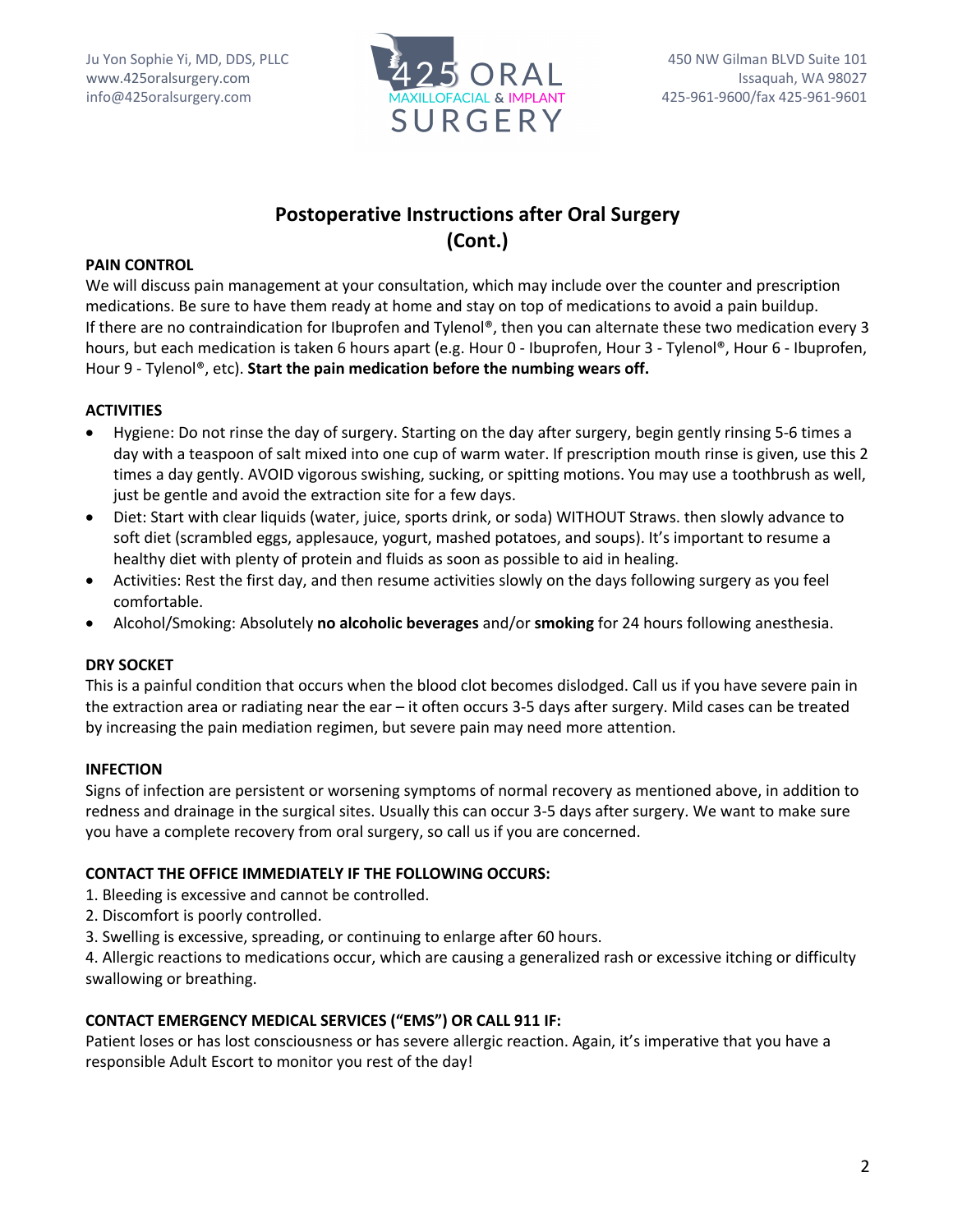# Postoperative Instructions after Oral Surgery (Cont.)

## PAIN CONTROL

We will discuss pain management at your consultation, which may include over the counter and prescription medications. Be sure to have them ready at home and stay on top of medications to avoid a pain buildup. If there are no contraindication for Ibuprofen and Tylenol®, then you can alternate these two medication every 3 hours, but each medication is taken 6 hours apart (e.g. Hour 0 - Ibuprofen, Hour 3 - Tylenol®, Hour 6 - Ibuprofen, Hour 9 - Tylenol®, etc). **Start the pain medication before the numbing wears off.**

## ACTIVITIES

- Hygiene: Do not rinse the day of surgery. Starting on the day after surgery, begin gently rinsing 5-6 times a day with a teaspoon of salt mixed into one cup of warm water. If prescription mouth rinse is given, use this 2 times a day gently. AVOID vigorous swishing, sucking, or spitting motions. You may use a toothbrush as well, just be gentle and avoid the extraction site for a few days.
- Diet: Start with clear liquids (water, juice, sports drink, or soda) WITHOUT Straws. then slowly advance to soft diet (scrambled eggs, applesauce, yogurt, mashed potatoes, and soups). It's important to resume a healthy diet with plenty of protein and fluids as soon as possible to aid in healing.
- Activities: Rest the first day, and then resume activities slowly on the days following surgery as you feel comfortable.
- Alcohol/Smoking: Absolutely **no alcoholic beverages** and/or **smoking** for 24 hours following anesthesia.

## DRY SOCKET

This is a painful condition that occurs when the blood clot becomes dislodged. Call us if you have severe pain in the extraction area or radiating near the ear – it often occurs 3-5 days after surgery. Mild cases can be treated by increasing the pain mediation regimen, but severe pain may need more attention.

## INFECTION

Signs of infection are persistent or worsening symptoms of normal recovery as mentioned above, in addition to redness and drainage in the surgical sites. Usually this can occur 3-5 days after surgery. We want to make sure you have a complete recovery from oral surgery, so call us if you are concerned.

## CONTACT THE OFFICE IMMEDIATELY IF THE FOLLOWING OCCURS:

1. Bleeding is excessive and cannot be controlled.
2. Discomfort is poorly controlled.
3. Swelling is excessive, spreading, or continuing to enlarge after 60 hours.
4. Allergic reactions to medications occur, which are causing a generalized rash or excessive itching or difficulty swallowing or breathing.

## CONTACT EMERGENCY MEDICAL SERVICES ("EMS") OR CALL 911 IF:

Patient loses or has lost consciousness or has severe allergic reaction. Again, it's imperative that you have a responsible Adult Escort to monitor you rest of the day!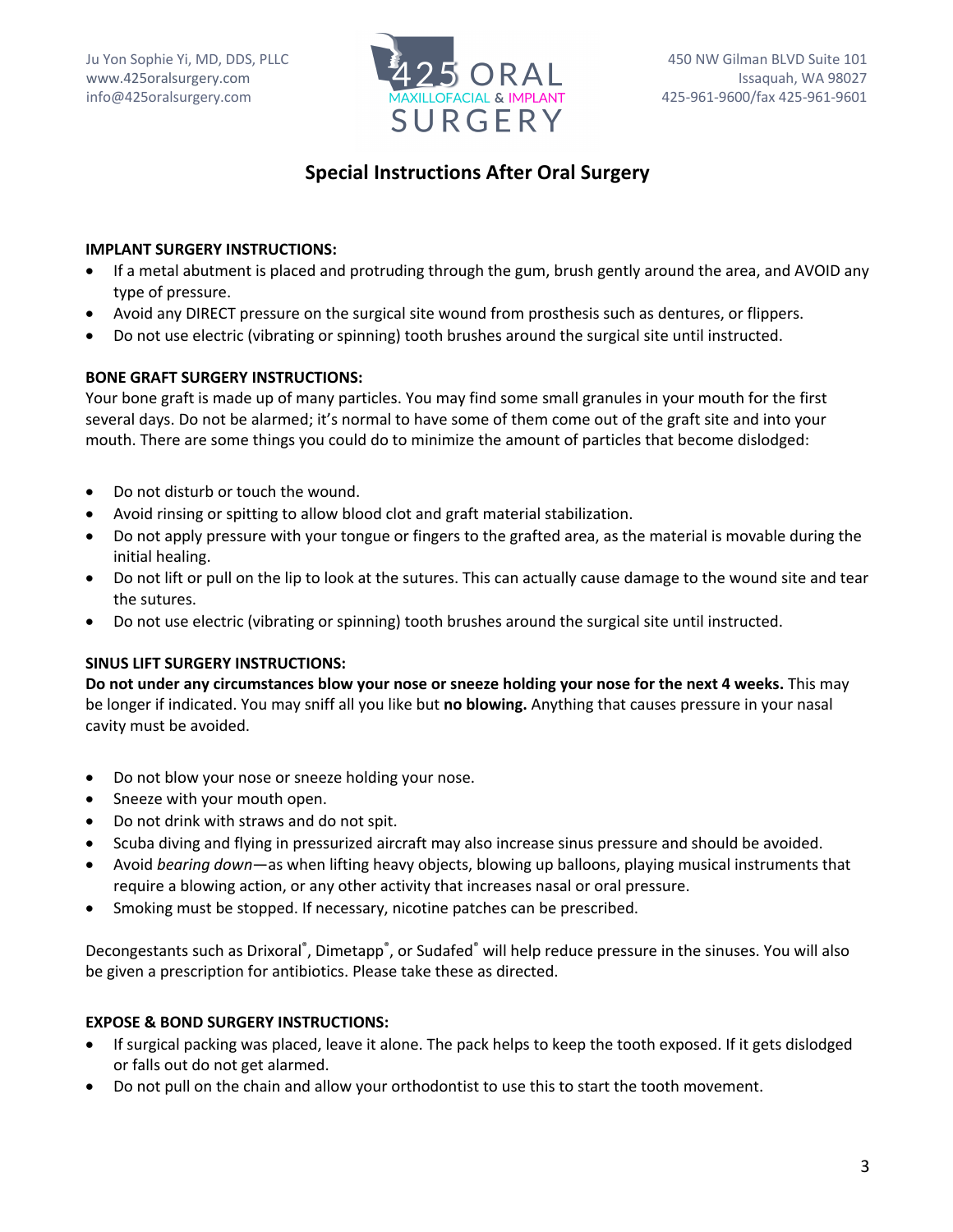## Special Instructions After Oral Surgery

**IMPLANT SURGERY INSTRUCTIONS:**

- If a metal abutment is placed and protruding through the gum, brush gently around the area, and AVOID any type of pressure.
- Avoid any DIRECT pressure on the surgical site wound from prosthesis such as dentures, or flippers.
- Do not use electric (vibrating or spinning) tooth brushes around the surgical site until instructed.

**BONE GRAFT SURGERY INSTRUCTIONS:**

Your bone graft is made up of many particles. You may find some small granules in your mouth for the first several days. Do not be alarmed; it's normal to have some of them come out of the graft site and into your mouth. There are some things you could do to minimize the amount of particles that become dislodged:

- Do not disturb or touch the wound.
- Avoid rinsing or spitting to allow blood clot and graft material stabilization.
- Do not apply pressure with your tongue or fingers to the grafted area, as the material is movable during the initial healing.
- Do not lift or pull on the lip to look at the sutures. This can actually cause damage to the wound site and tear the sutures.
- Do not use electric (vibrating or spinning) tooth brushes around the surgical site until instructed.

**SINUS LIFT SURGERY INSTRUCTIONS:**

**Do not under any circumstances blow your nose or sneeze holding your nose for the next 4 weeks.** This may be longer if indicated. You may sniff all you like but **no blowing.** Anything that causes pressure in your nasal cavity must be avoided.

- Do not blow your nose or sneeze holding your nose.
- Sneeze with your mouth open.
- Do not drink with straws and do not spit.
- Scuba diving and flying in pressurized aircraft may also increase sinus pressure and should be avoided.
- Avoid *bearing down*—as when lifting heavy objects, blowing up balloons, playing musical instruments that require a blowing action, or any other activity that increases nasal or oral pressure.
- Smoking must be stopped. If necessary, nicotine patches can be prescribed.

Decongestants such as Drixoral®, Dimetapp®, or Sudafed® will help reduce pressure in the sinuses. You will also be given a prescription for antibiotics. Please take these as directed.

**EXPOSE & BOND SURGERY INSTRUCTIONS:**

- If surgical packing was placed, leave it alone. The pack helps to keep the tooth exposed. If it gets dislodged or falls out do not get alarmed.
- Do not pull on the chain and allow your orthodontist to use this to start the tooth movement.